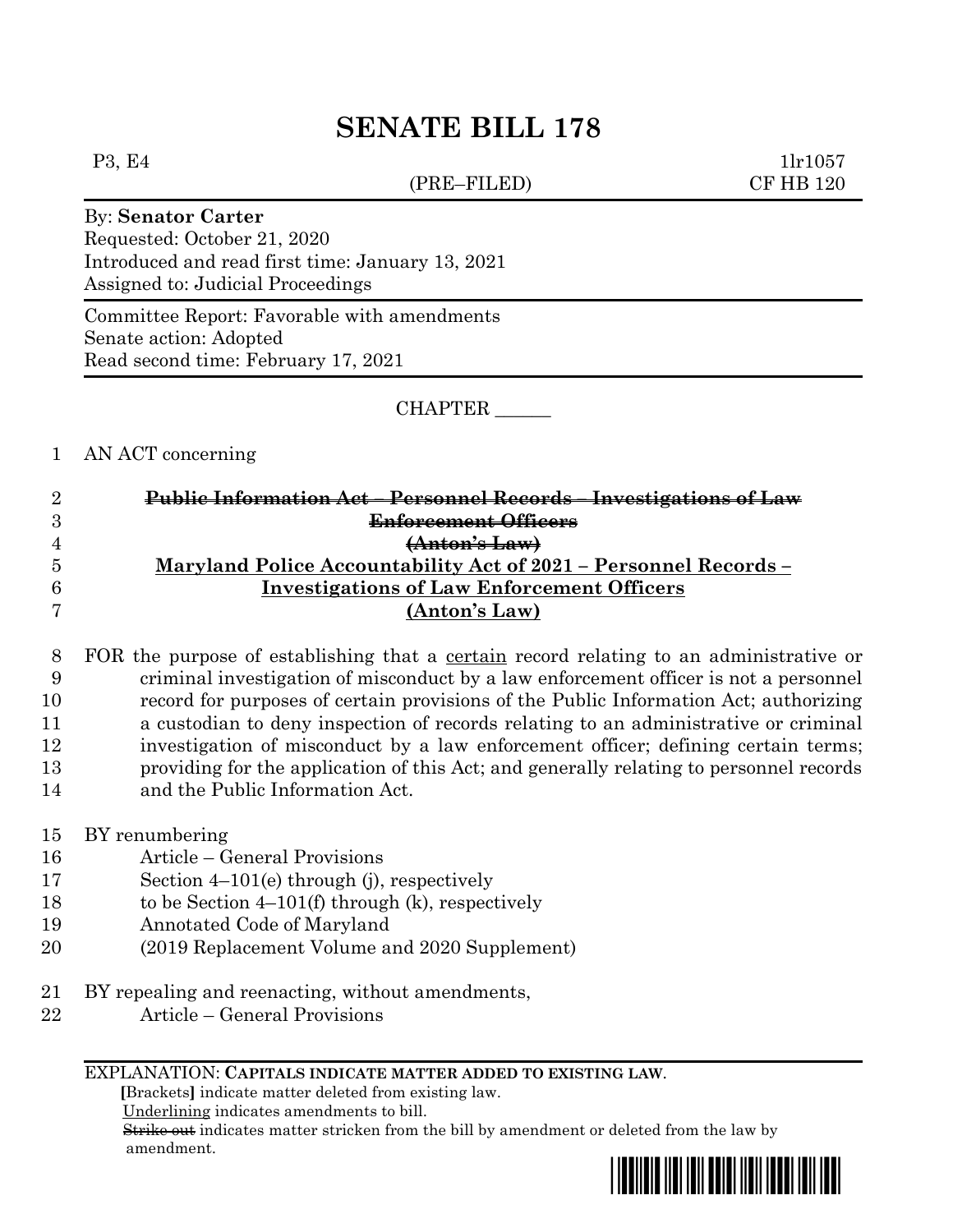# SENATE BILL 178

P3, E4 1lr1057
(PRE–FILED) CF HB 120

By: **Senator Carter**
Requested: October 21, 2020
Introduced and read first time: January 13, 2021
Assigned to: Judicial Proceedings

Committee Report: Favorable with amendments
Senate action: Adopted
Read second time: February 17, 2021

CHAPTER ______

1 AN ACT concerning

2 ~~**Public Information Act – Personnel Records – Investigations of Law**~~
3 ~~**Enforcement Officers**~~
4 ~~**(Anton's Law)**~~
5 <u>**Maryland Police Accountability Act of 2021 – Personnel Records –**</u>
6 <u>**Investigations of Law Enforcement Officers**</u>
7 <u>**(Anton's Law)**</u>

8 FOR the purpose of establishing that a <u>certain</u> record relating to an administrative or
9 criminal investigation of misconduct by a law enforcement officer is not a personnel
10 record for purposes of certain provisions of the Public Information Act; authorizing
11 a custodian to deny inspection of records relating to an administrative or criminal
12 investigation of misconduct by a law enforcement officer; defining certain terms;
13 providing for the application of this Act; and generally relating to personnel records
14 and the Public Information Act.

15 BY renumbering
16 Article – General Provisions
17 Section 4–101(e) through (j), respectively
18 to be Section 4–101(f) through (k), respectively
19 Annotated Code of Maryland
20 (2019 Replacement Volume and 2020 Supplement)

21 BY repealing and reenacting, without amendments,
22 Article – General Provisions

EXPLANATION: **CAPITALS INDICATE MATTER ADDED TO EXISTING LAW.**
**[**Brackets**]** indicate matter deleted from existing law.
<u>Underlining</u> indicates amendments to bill.
~~Strike out~~ indicates matter stricken from the bill by amendment or deleted from the law by amendment.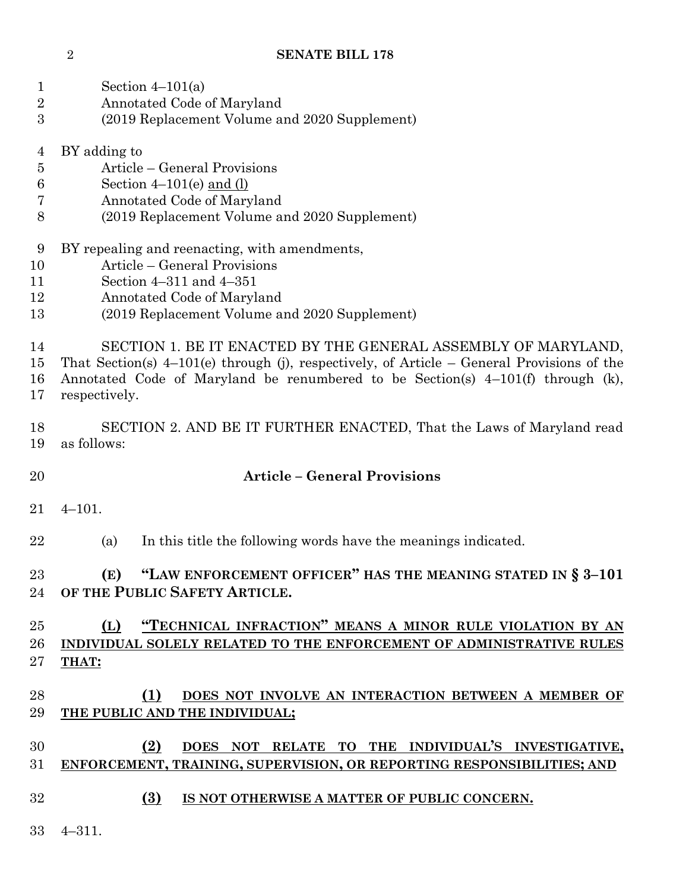Section 4–101(a)
Annotated Code of Maryland
(2019 Replacement Volume and 2020 Supplement)

BY adding to
Article – General Provisions
Section 4–101(e) <u>and (l)</u>
Annotated Code of Maryland
(2019 Replacement Volume and 2020 Supplement)

BY repealing and reenacting, with amendments,
Article – General Provisions
Section 4–311 and 4–351
Annotated Code of Maryland
(2019 Replacement Volume and 2020 Supplement)

SECTION 1. BE IT ENACTED BY THE GENERAL ASSEMBLY OF MARYLAND, That Section(s) 4–101(e) through (j), respectively, of Article – General Provisions of the Annotated Code of Maryland be renumbered to be Section(s) 4–101(f) through (k), respectively.

SECTION 2. AND BE IT FURTHER ENACTED, That the Laws of Maryland read as follows:

**Article – General Provisions**

4–101.

(a) In this title the following words have the meanings indicated.

**(E) "LAW ENFORCEMENT OFFICER" HAS THE MEANING STATED IN § 3–101 OF THE PUBLIC SAFETY ARTICLE.**

**<u>(L) "TECHNICAL INFRACTION" MEANS A MINOR RULE VIOLATION BY AN INDIVIDUAL SOLELY RELATED TO THE ENFORCEMENT OF ADMINISTRATIVE RULES THAT:</u>**

**<u>(1) DOES NOT INVOLVE AN INTERACTION BETWEEN A MEMBER OF THE PUBLIC AND THE INDIVIDUAL;</u>**

**<u>(2) DOES NOT RELATE TO THE INDIVIDUAL'S INVESTIGATIVE, ENFORCEMENT, TRAINING, SUPERVISION, OR REPORTING RESPONSIBILITIES; AND</u>**

**<u>(3) IS NOT OTHERWISE A MATTER OF PUBLIC CONCERN.</u>**

4–311.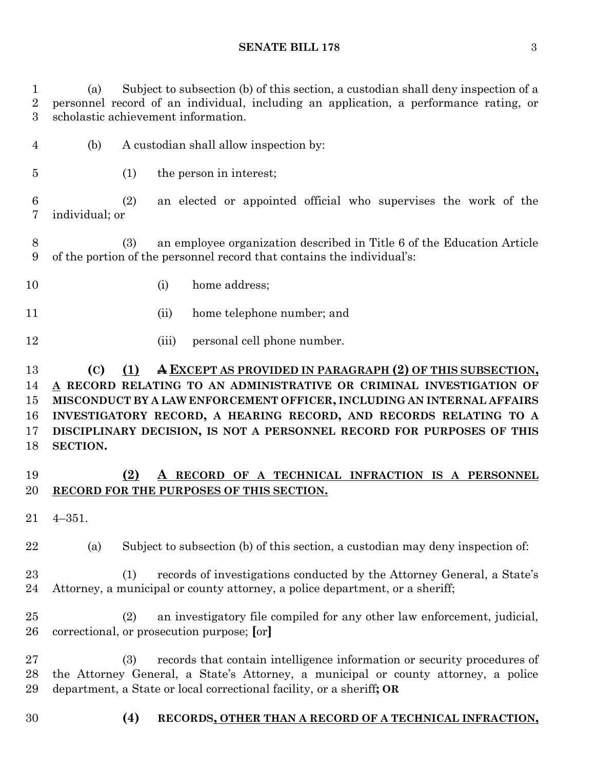(a) Subject to subsection (b) of this section, a custodian shall deny inspection of a personnel record of an individual, including an application, a performance rating, or scholastic achievement information.

(b) A custodian shall allow inspection by:

(1) the person in interest;

(2) an elected or appointed official who supervises the work of the individual; or

(3) an employee organization described in Title 6 of the Education Article of the portion of the personnel record that contains the individual's:

(i) home address;

(ii) home telephone number; and

(iii) personal cell phone number.

**(C) (1) ~~A~~ EXCEPT AS PROVIDED IN PARAGRAPH (2) OF THIS SUBSECTION, A RECORD RELATING TO AN ADMINISTRATIVE OR CRIMINAL INVESTIGATION OF MISCONDUCT BY A LAW ENFORCEMENT OFFICER, INCLUDING AN INTERNAL AFFAIRS INVESTIGATORY RECORD, A HEARING RECORD, AND RECORDS RELATING TO A DISCIPLINARY DECISION, IS NOT A PERSONNEL RECORD FOR PURPOSES OF THIS SECTION.**

**(2) A RECORD OF A TECHNICAL INFRACTION IS A PERSONNEL RECORD FOR THE PURPOSES OF THIS SECTION.**

4–351.

(a) Subject to subsection (b) of this section, a custodian may deny inspection of:

(1) records of investigations conducted by the Attorney General, a State's Attorney, a municipal or county attorney, a police department, or a sheriff;

(2) an investigatory file compiled for any other law enforcement, judicial, correctional, or prosecution purpose; [or]

(3) records that contain intelligence information or security procedures of the Attorney General, a State's Attorney, a municipal or county attorney, a police department, a State or local correctional facility, or a sheriff**; OR**

**(4) RECORDS, OTHER THAN A RECORD OF A TECHNICAL INFRACTION,**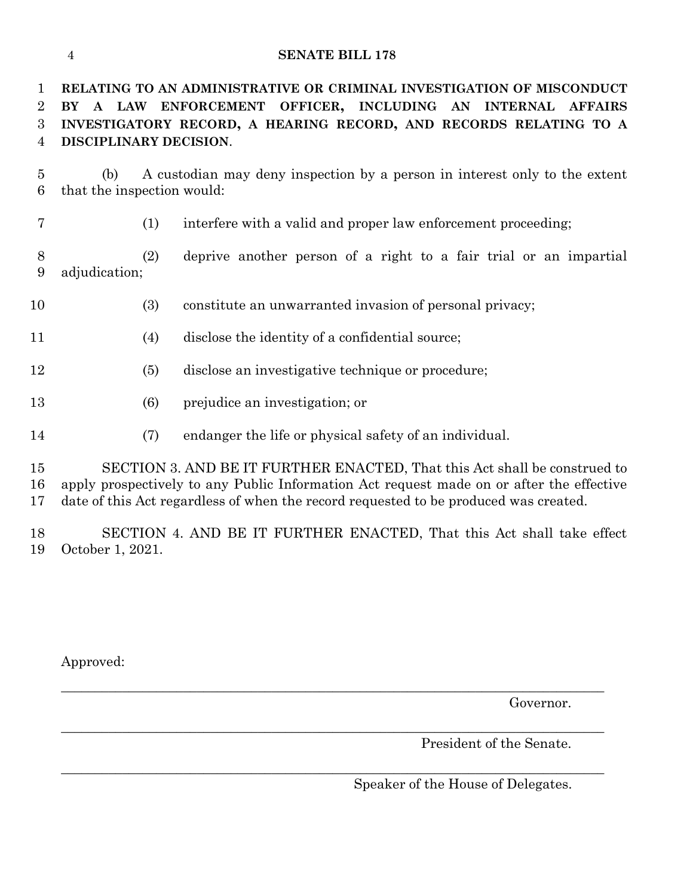**RELATING TO AN ADMINISTRATIVE OR CRIMINAL INVESTIGATION OF MISCONDUCT BY A LAW ENFORCEMENT OFFICER, INCLUDING AN INTERNAL AFFAIRS INVESTIGATORY RECORD, A HEARING RECORD, AND RECORDS RELATING TO A DISCIPLINARY DECISION**.

(b) A custodian may deny inspection by a person in interest only to the extent that the inspection would:

(1) interfere with a valid and proper law enforcement proceeding;

(2) deprive another person of a right to a fair trial or an impartial adjudication;

(3) constitute an unwarranted invasion of personal privacy;

(4) disclose the identity of a confidential source;

(5) disclose an investigative technique or procedure;

(6) prejudice an investigation; or

(7) endanger the life or physical safety of an individual.

SECTION 3. AND BE IT FURTHER ENACTED, That this Act shall be construed to apply prospectively to any Public Information Act request made on or after the effective date of this Act regardless of when the record requested to be produced was created.

SECTION 4. AND BE IT FURTHER ENACTED, That this Act shall take effect October 1, 2021.

Approved:

\_\_\_\_\_\_\_\_\_\_\_\_\_\_\_\_\_\_\_\_\_\_\_\_\_\_\_\_\_\_\_\_\_\_\_\_\_\_\_\_\_\_\_\_
Governor.

\_\_\_\_\_\_\_\_\_\_\_\_\_\_\_\_\_\_\_\_\_\_\_\_\_\_\_\_\_\_\_\_\_\_\_\_\_\_\_\_\_\_\_\_
President of the Senate.

\_\_\_\_\_\_\_\_\_\_\_\_\_\_\_\_\_\_\_\_\_\_\_\_\_\_\_\_\_\_\_\_\_\_\_\_\_\_\_\_\_\_\_\_
Speaker of the House of Delegates.